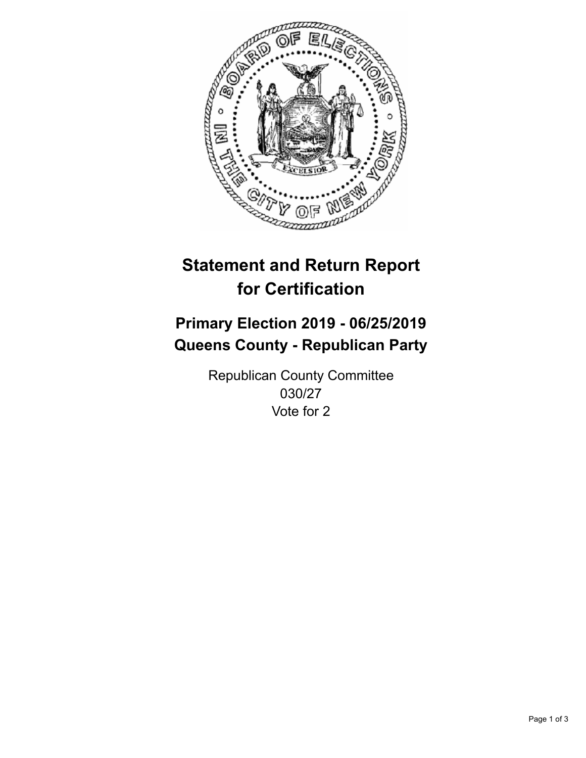# Statement and Return Report for Certification

## Primary Election 2019 - 06/25/2019
## Queens County - Republican Party

Republican County Committee
030/27
Vote for 2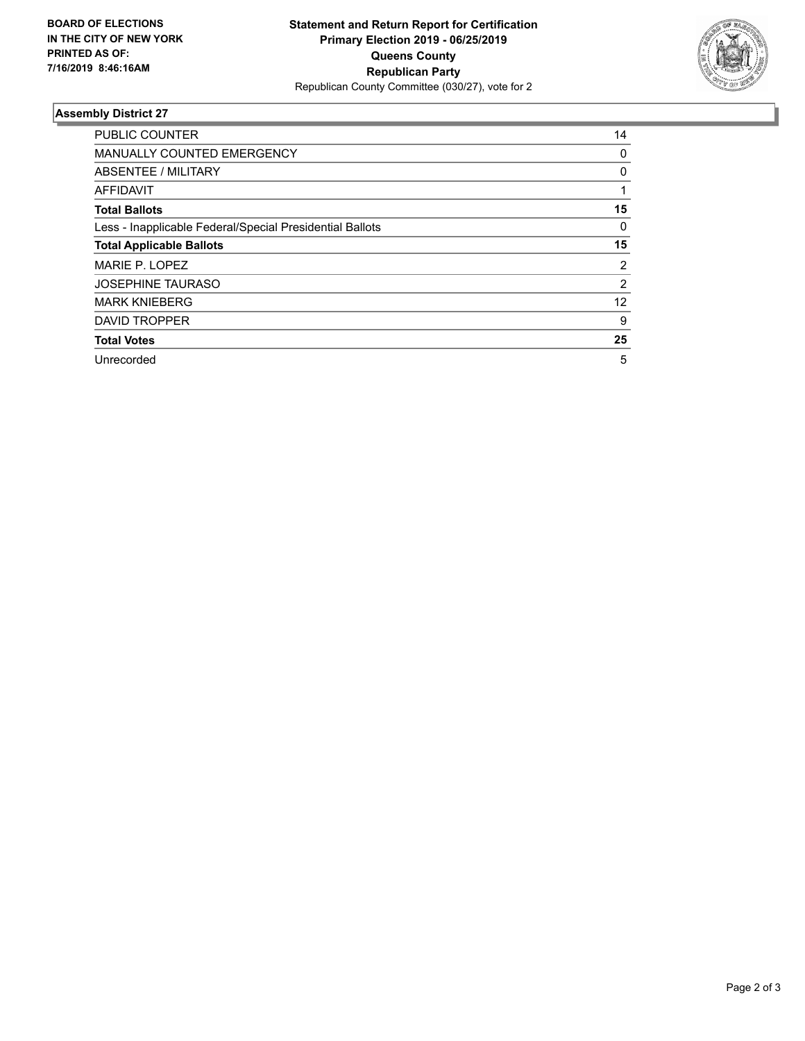**BOARD OF ELECTIONS IN THE CITY OF NEW YORK PRINTED AS OF: 7/16/2019 8:46:16AM**

**Statement and Return Report for Certification Primary Election 2019 - 06/25/2019 Queens County Republican Party**
Republican County Committee (030/27), vote for 2

### Assembly District 27

| | |
|---|---|
| PUBLIC COUNTER | 14 |
| MANUALLY COUNTED EMERGENCY | 0 |
| ABSENTEE / MILITARY | 0 |
| AFFIDAVIT | 1 |
| **Total Ballots** | **15** |
| Less - Inapplicable Federal/Special Presidential Ballots | 0 |
| **Total Applicable Ballots** | **15** |
| MARIE P. LOPEZ | 2 |
| JOSEPHINE TAURASO | 2 |
| MARK KNIEBERG | 12 |
| DAVID TROPPER | 9 |
| **Total Votes** | **25** |
| Unrecorded | 5 |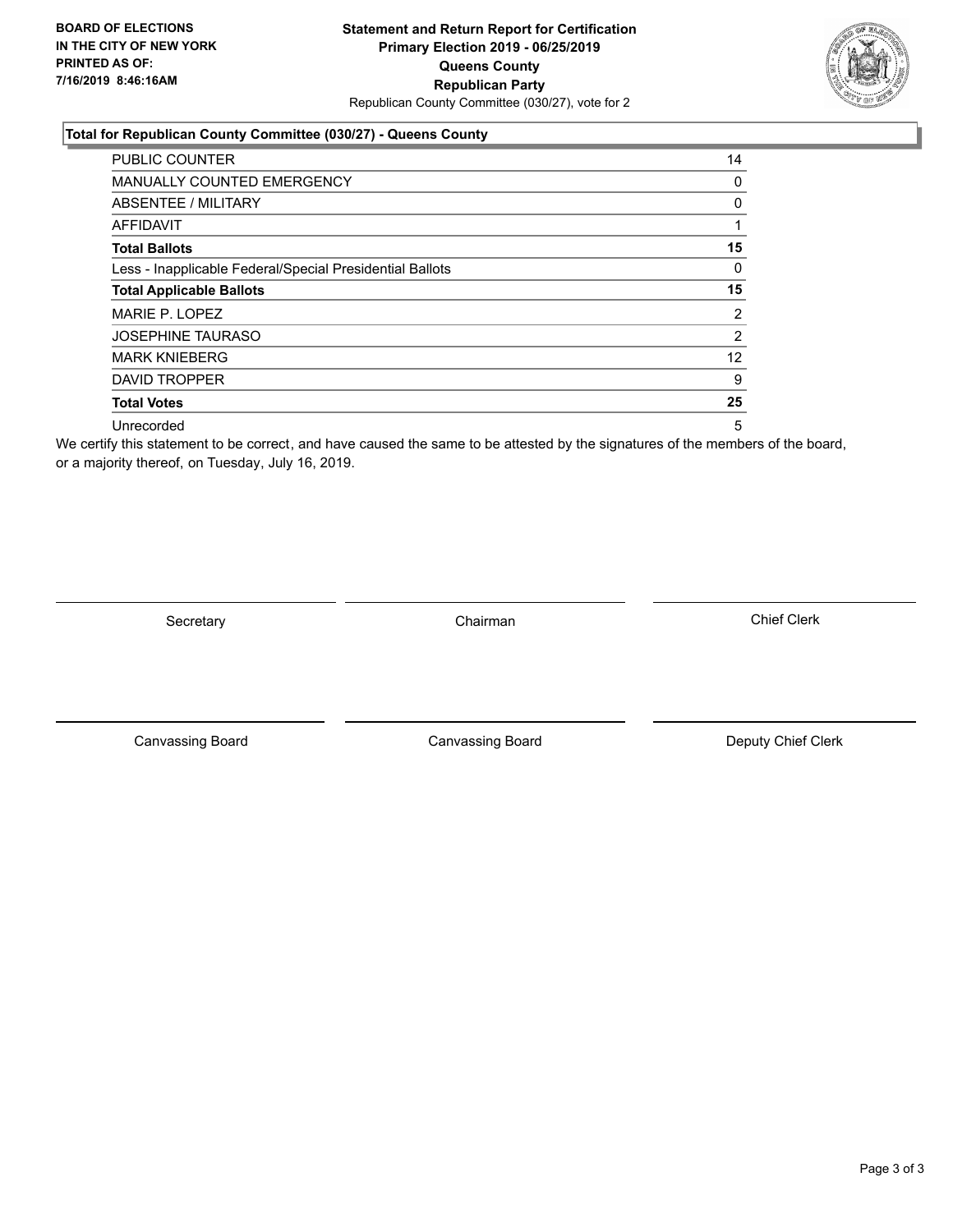**BOARD OF ELECTIONS IN THE CITY OF NEW YORK PRINTED AS OF: 7/16/2019 8:46:16AM**

**Statement and Return Report for Certification**
**Primary Election 2019 - 06/25/2019**
**Queens County**
**Republican Party**
Republican County Committee (030/27), vote for 2

**Total for Republican County Committee (030/27) - Queens County**

| | |
|---|---|
| PUBLIC COUNTER | 14 |
| MANUALLY COUNTED EMERGENCY | 0 |
| ABSENTEE / MILITARY | 0 |
| AFFIDAVIT | 1 |
| **Total Ballots** | **15** |
| Less - Inapplicable Federal/Special Presidential Ballots | 0 |
| **Total Applicable Ballots** | **15** |
| MARIE P. LOPEZ | 2 |
| JOSEPHINE TAURASO | 2 |
| MARK KNIEBERG | 12 |
| DAVID TROPPER | 9 |
| **Total Votes** | **25** |
| Unrecorded | 5 |

We certify this statement to be correct, and have caused the same to be attested by the signatures of the members of the board, or a majority thereof, on Tuesday, July 16, 2019.

Secretary

Chairman

Chief Clerk

Canvassing Board

Canvassing Board

Deputy Chief Clerk